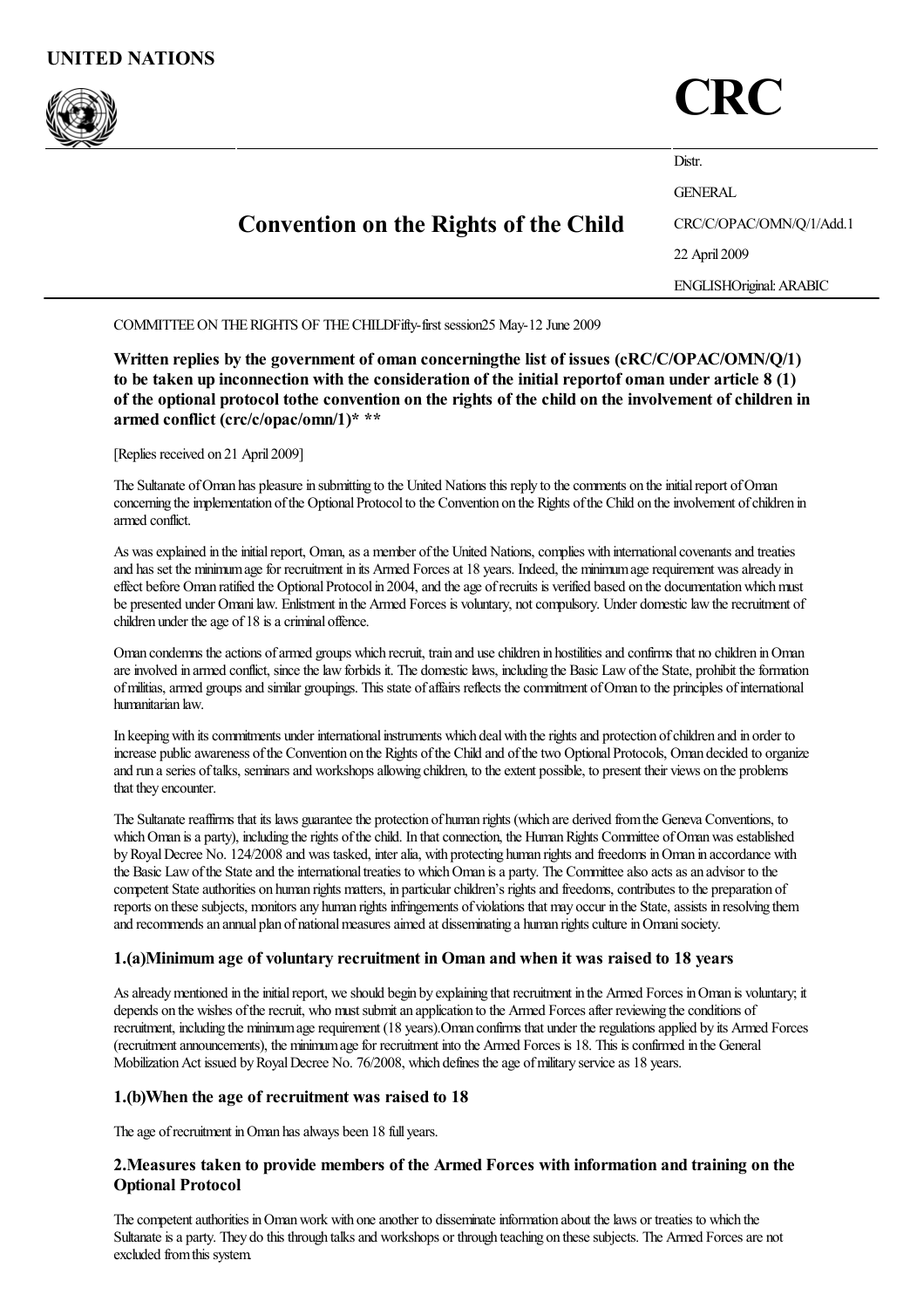**UNITED NATIONS**

# CRC

Distr.

GENERAL

CRC/C/OPAC/OMN/Q/1/Add.1

22 April 2009

ENGLISH Original: ARABIC

## Convention on the Rights of the Child

COMMITTEE ON THE RIGHTS OF THE CHILD Fifty-first session 25 May-12 June 2009

**Written replies by the government of oman concerning the list of issues (cRC/C/OPAC/OMN/Q/1) to be taken up in connection with the consideration of the initial report of oman under article 8 (1) of the optional protocol to the convention on the rights of the child on the involvement of children in armed conflict (crc/c/opac/omn/1)* \*\***

[Replies received on 21 April 2009]

The Sultanate of Oman has pleasure in submitting to the United Nations this reply to the comments on the initial report of Oman concerning the implementation of the Optional Protocol to the Convention on the Rights of the Child on the involvement of children in armed conflict.

As was explained in the initial report, Oman, as a member of the United Nations, complies with international covenants and treaties and has set the minimum age for recruitment in its Armed Forces at 18 years. Indeed, the minimum age requirement was already in effect before Oman ratified the Optional Protocol in 2004, and the age of recruits is verified based on the documentation which must be presented under Omani law. Enlistment in the Armed Forces is voluntary, not compulsory. Under domestic law the recruitment of children under the age of 18 is a criminal offence.

Oman condemns the actions of armed groups which recruit, train and use children in hostilities and confirms that no children in Oman are involved in armed conflict, since the law forbids it. The domestic laws, including the Basic Law of the State, prohibit the formation of militias, armed groups and similar groupings. This state of affairs reflects the commitment of Oman to the principles of international humanitarian law.

In keeping with its commitments under international instruments which deal with the rights and protection of children and in order to increase public awareness of the Convention on the Rights of the Child and of the two Optional Protocols, Oman decided to organize and run a series of talks, seminars and workshops allowing children, to the extent possible, to present their views on the problems that they encounter.

The Sultanate reaffirms that its laws guarantee the protection of human rights (which are derived from the Geneva Conventions, to which Oman is a party), including the rights of the child. In that connection, the Human Rights Committee of Oman was established by Royal Decree No. 124/2008 and was tasked, inter alia, with protecting human rights and freedoms in Oman in accordance with the Basic Law of the State and the international treaties to which Oman is a party. The Committee also acts as an advisor to the competent State authorities on human rights matters, in particular children's rights and freedoms, contributes to the preparation of reports on these subjects, monitors any human rights infringements of violations that may occur in the State, assists in resolving them and recommends an annual plan of national measures aimed at disseminating a human rights culture in Omani society.

### 1.(a) Minimum age of voluntary recruitment in Oman and when it was raised to 18 years

As already mentioned in the initial report, we should begin by explaining that recruitment in the Armed Forces in Oman is voluntary; it depends on the wishes of the recruit, who must submit an application to the Armed Forces after reviewing the conditions of recruitment, including the minimum age requirement (18 years). Oman confirms that under the regulations applied by its Armed Forces (recruitment announcements), the minimum age for recruitment into the Armed Forces is 18. This is confirmed in the General Mobilization Act issued by Royal Decree No. 76/2008, which defines the age of military service as 18 years.

### 1.(b) When the age of recruitment was raised to 18

The age of recruitment in Oman has always been 18 full years.

### 2. Measures taken to provide members of the Armed Forces with information and training on the Optional Protocol

The competent authorities in Oman work with one another to disseminate information about the laws or treaties to which the Sultanate is a party. They do this through talks and workshops or through teaching on these subjects. The Armed Forces are not excluded from this system.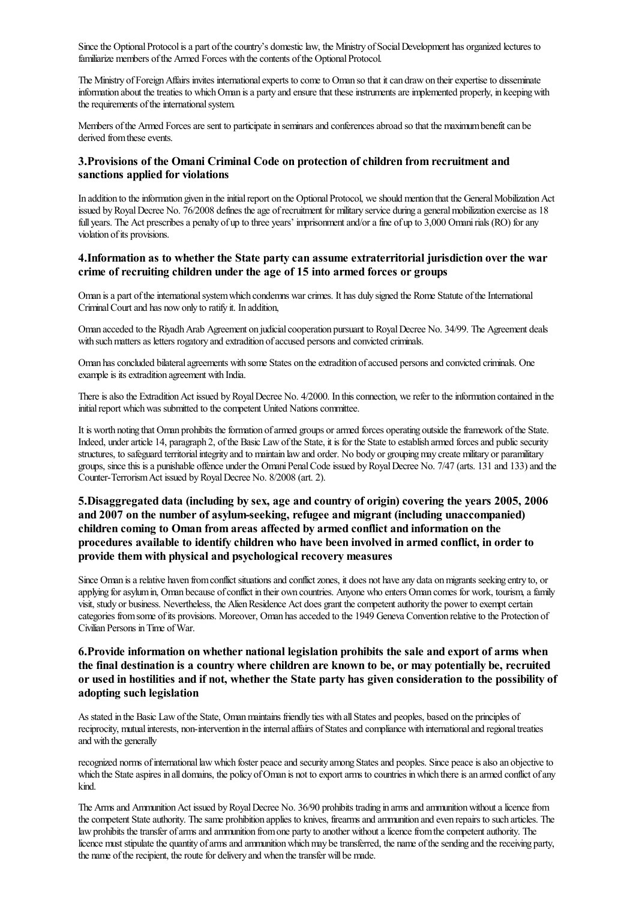Since the Optional Protocol is a part of the country's domestic law, the Ministry of Social Development has organized lectures to familiarize members of the Armed Forces with the contents of the Optional Protocol.

The Ministry of Foreign Affairs invites international experts to come to Oman so that it can draw on their expertise to disseminate information about the treaties to which Oman is a party and ensure that these instruments are implemented properly, in keeping with the requirements of the international system.

Members of the Armed Forces are sent to participate in seminars and conferences abroad so that the maximum benefit can be derived from these events.

### 3.Provisions of the Omani Criminal Code on protection of children from recruitment and sanctions applied for violations

In addition to the information given in the initial report on the Optional Protocol, we should mention that the General Mobilization Act issued by Royal Decree No. 76/2008 defines the age of recruitment for military service during a general mobilization exercise as 18 full years. The Act prescribes a penalty of up to three years' imprisonment and/or a fine of up to 3,000 Omani rials (RO) for any violation of its provisions.

### 4.Information as to whether the State party can assume extraterritorial jurisdiction over the war crime of recruiting children under the age of 15 into armed forces or groups

Oman is a part of the international system which condemns war crimes. It has duly signed the Rome Statute of the International Criminal Court and has now only to ratify it. In addition,

Oman acceded to the Riyadh Arab Agreement on judicial cooperation pursuant to Royal Decree No. 34/99. The Agreement deals with such matters as letters rogatory and extradition of accused persons and convicted criminals.

Oman has concluded bilateral agreements with some States on the extradition of accused persons and convicted criminals. One example is its extradition agreement with India.

There is also the Extradition Act issued by Royal Decree No. 4/2000. In this connection, we refer to the information contained in the initial report which was submitted to the competent United Nations committee.

It is worth noting that Oman prohibits the formation of armed groups or armed forces operating outside the framework of the State. Indeed, under article 14, paragraph 2, of the Basic Law of the State, it is for the State to establish armed forces and public security structures, to safeguard territorial integrity and to maintain law and order. No body or grouping may create military or paramilitary groups, since this is a punishable offence under the Omani Penal Code issued by Royal Decree No. 7/47 (arts. 131 and 133) and the Counter-Terrorism Act issued by Royal Decree No. 8/2008 (art. 2).

### 5.Disaggregated data (including by sex, age and country of origin) covering the years 2005, 2006 and 2007 on the number of asylum-seeking, refugee and migrant (including unaccompanied) children coming to Oman from areas affected by armed conflict and information on the procedures available to identify children who have been involved in armed conflict, in order to provide them with physical and psychological recovery measures

Since Oman is a relative haven from conflict situations and conflict zones, it does not have any data on migrants seeking entry to, or applying for asylum in, Oman because of conflict in their own countries. Anyone who enters Oman comes for work, tourism, a family visit, study or business. Nevertheless, the Alien Residence Act does grant the competent authority the power to exempt certain categories from some of its provisions. Moreover, Oman has acceded to the 1949 Geneva Convention relative to the Protection of Civilian Persons in Time of War.

### 6.Provide information on whether national legislation prohibits the sale and export of arms when the final destination is a country where children are known to be, or may potentially be, recruited or used in hostilities and if not, whether the State party has given consideration to the possibility of adopting such legislation

As stated in the Basic Law of the State, Oman maintains friendly ties with all States and peoples, based on the principles of reciprocity, mutual interests, non-intervention in the internal affairs of States and compliance with international and regional treaties and with the generally

recognized norms of international law which foster peace and security among States and peoples. Since peace is also an objective to which the State aspires in all domains, the policy of Oman is not to export arms to countries in which there is an armed conflict of any kind.

The Arms and Ammunition Act issued by Royal Decree No. 36/90 prohibits trading in arms and ammunition without a licence from the competent State authority. The same prohibition applies to knives, firearms and ammunition and even repairs to such articles. The law prohibits the transfer of arms and ammunition from one party to another without a licence from the competent authority. The licence must stipulate the quantity of arms and ammunition which may be transferred, the name of the sending and the receiving party, the name of the recipient, the route for delivery and when the transfer will be made.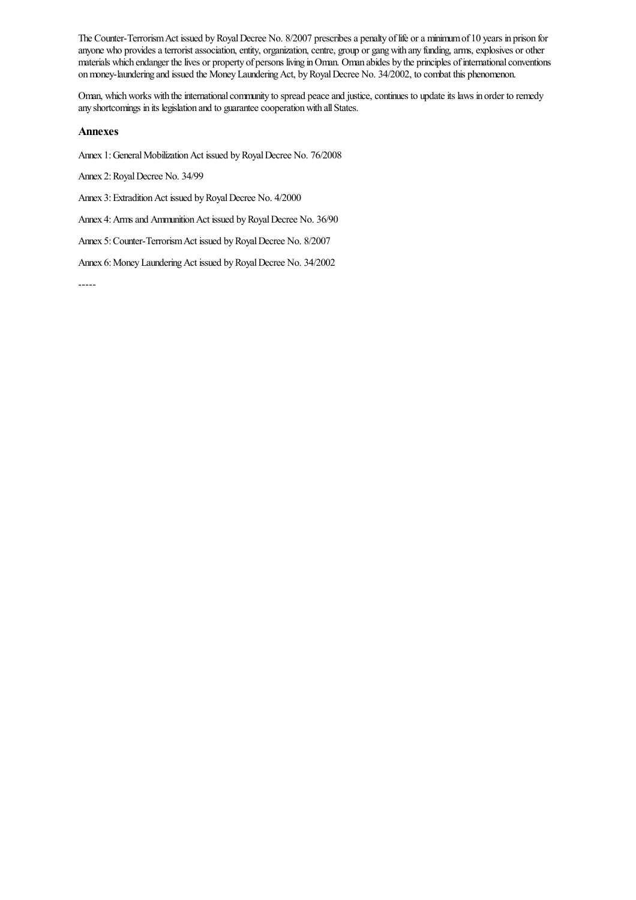The Counter-Terrorism Act issued by Royal Decree No. 8/2007 prescribes a penalty of life or a minimum of 10 years in prison for anyone who provides a terrorist association, entity, organization, centre, group or gang with any funding, arms, explosives or other materials which endanger the lives or property of persons living in Oman. Oman abides by the principles of international conventions on money-laundering and issued the Money Laundering Act, by Royal Decree No. 34/2002, to combat this phenomenon.

Oman, which works with the international community to spread peace and justice, continues to update its laws in order to remedy any shortcomings in its legislation and to guarantee cooperation with all States.

## Annexes

Annex 1: General Mobilization Act issued by Royal Decree No. 76/2008

Annex 2: Royal Decree No. 34/99

Annex 3: Extradition Act issued by Royal Decree No. 4/2000

Annex 4: Arms and Ammunition Act issued by Royal Decree No. 36/90

Annex 5: Counter-Terrorism Act issued by Royal Decree No. 8/2007

Annex 6: Money Laundering Act issued by Royal Decree No. 34/2002

-----